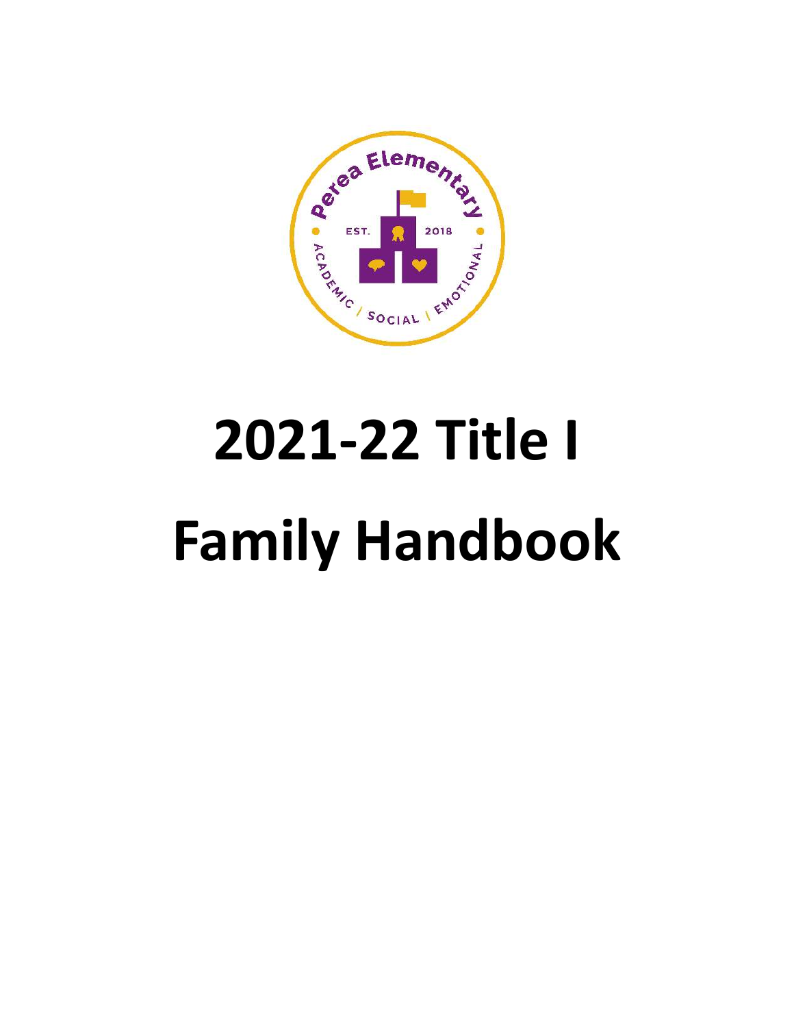# 2021-22 Title I Family Handbook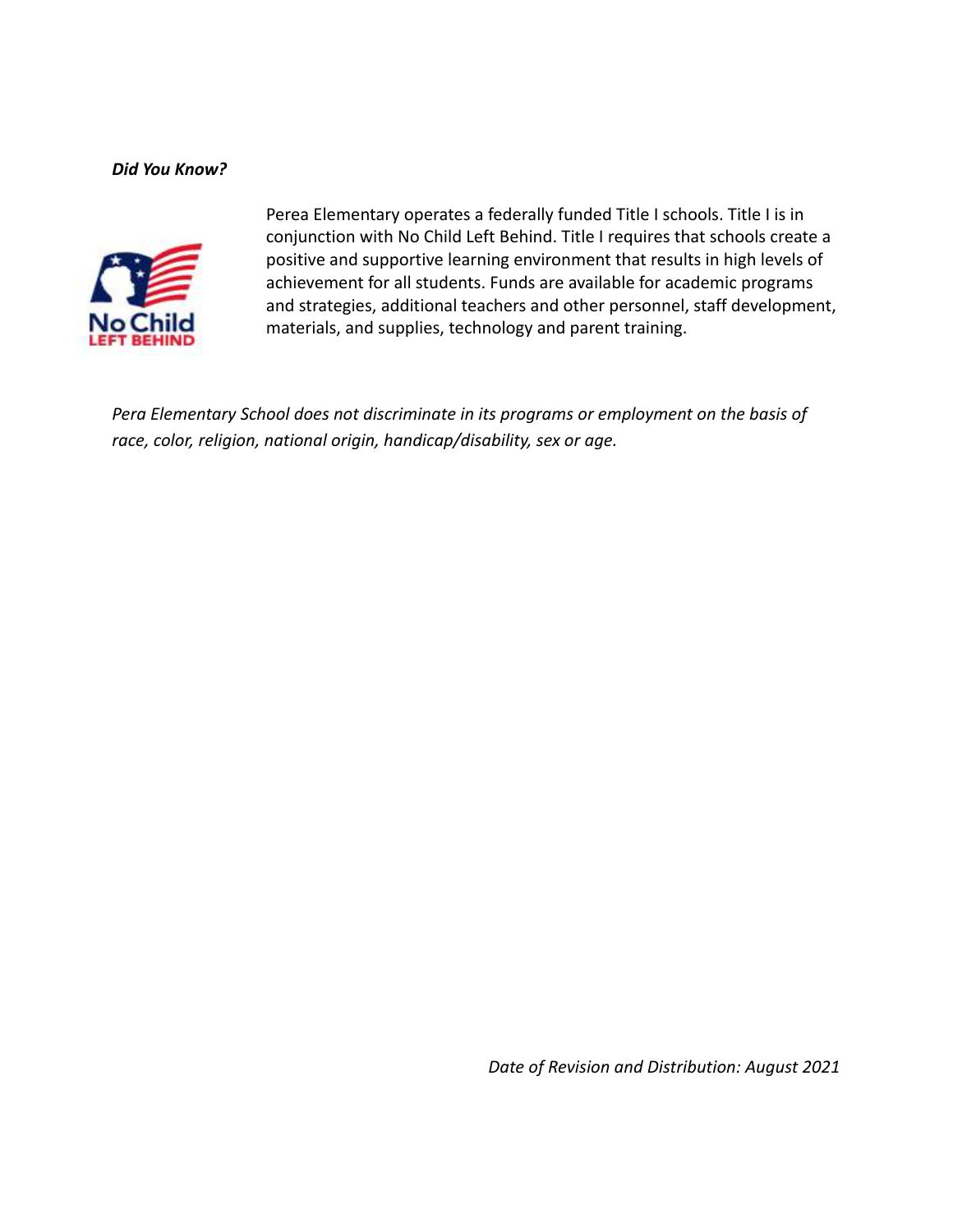***Did You Know?***

Perea Elementary operates a federally funded Title I schools. Title I is in conjunction with No Child Left Behind. Title I requires that schools create a positive and supportive learning environment that results in high levels of achievement for all students. Funds are available for academic programs and strategies, additional teachers and other personnel, staff development, materials, and supplies, technology and parent training.

*Pera Elementary School does not discriminate in its programs or employment on the basis of race, color, religion, national origin, handicap/disability, sex or age.*

*Date of Revision and Distribution: August 2021*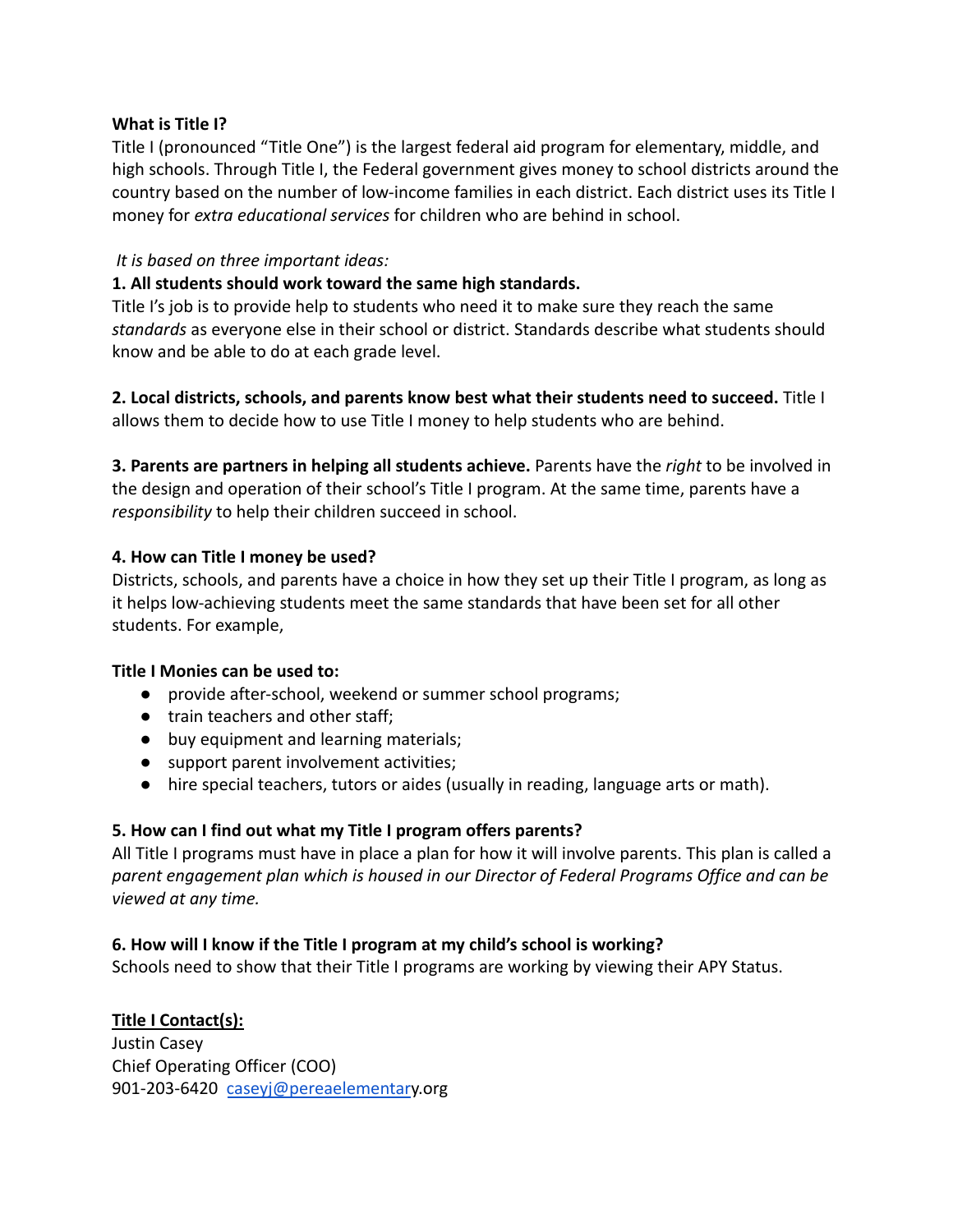**What is Title I?**

Title I (pronounced "Title One") is the largest federal aid program for elementary, middle, and high schools. Through Title I, the Federal government gives money to school districts around the country based on the number of low-income families in each district. Each district uses its Title I money for *extra educational services* for children who are behind in school.

*It is based on three important ideas:*

**1. All students should work toward the same high standards.**

Title I's job is to provide help to students who need it to make sure they reach the same *standards* as everyone else in their school or district. Standards describe what students should know and be able to do at each grade level.

**2. Local districts, schools, and parents know best what their students need to succeed.** Title I allows them to decide how to use Title I money to help students who are behind.

**3. Parents are partners in helping all students achieve.** Parents have the *right* to be involved in the design and operation of their school's Title I program. At the same time, parents have a *responsibility* to help their children succeed in school.

**4. How can Title I money be used?**

Districts, schools, and parents have a choice in how they set up their Title I program, as long as it helps low-achieving students meet the same standards that have been set for all other students. For example,

**Title I Monies can be used to:**

- provide after-school, weekend or summer school programs;
- train teachers and other staff;
- buy equipment and learning materials;
- support parent involvement activities;
- hire special teachers, tutors or aides (usually in reading, language arts or math).

**5. How can I find out what my Title I program offers parents?**

All Title I programs must have in place a plan for how it will involve parents. This plan is called a *parent engagement plan which is housed in our Director of Federal Programs Office and can be viewed at any time.*

**6. How will I know if the Title I program at my child's school is working?**

Schools need to show that their Title I programs are working by viewing their APY Status.

**Title I Contact(s):**

Justin Casey
Chief Operating Officer (COO)
901-203-6420 caseyj@pereaelementary.org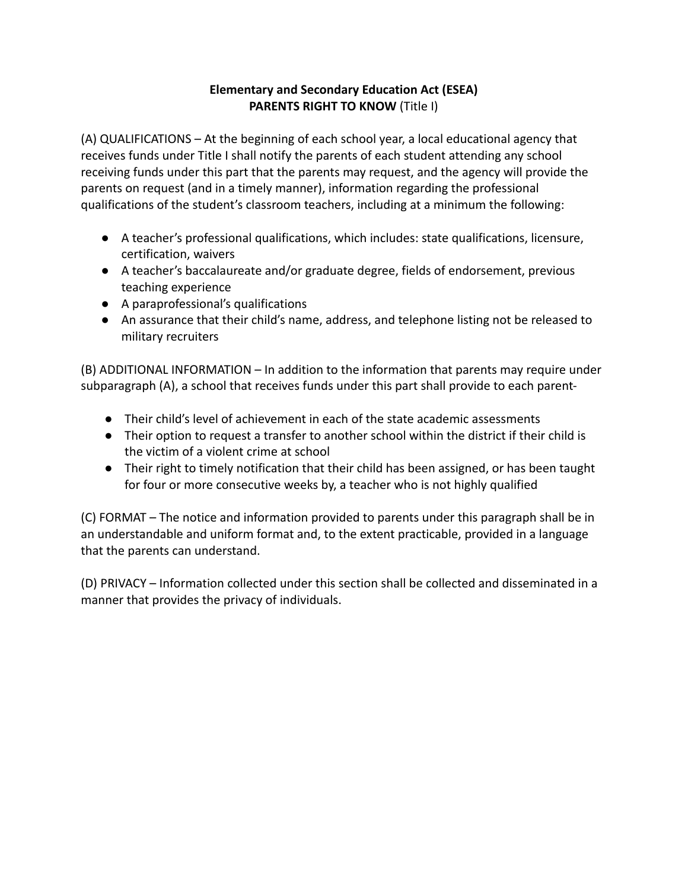**Elementary and Secondary Education Act (ESEA)**
**PARENTS RIGHT TO KNOW** (Title I)

(A) QUALIFICATIONS – At the beginning of each school year, a local educational agency that receives funds under Title I shall notify the parents of each student attending any school receiving funds under this part that the parents may request, and the agency will provide the parents on request (and in a timely manner), information regarding the professional qualifications of the student's classroom teachers, including at a minimum the following:

- A teacher's professional qualifications, which includes: state qualifications, licensure, certification, waivers
- A teacher's baccalaureate and/or graduate degree, fields of endorsement, previous teaching experience
- A paraprofessional's qualifications
- An assurance that their child's name, address, and telephone listing not be released to military recruiters

(B) ADDITIONAL INFORMATION – In addition to the information that parents may require under subparagraph (A), a school that receives funds under this part shall provide to each parent-

- Their child's level of achievement in each of the state academic assessments
- Their option to request a transfer to another school within the district if their child is the victim of a violent crime at school
- Their right to timely notification that their child has been assigned, or has been taught for four or more consecutive weeks by, a teacher who is not highly qualified

(C) FORMAT – The notice and information provided to parents under this paragraph shall be in an understandable and uniform format and, to the extent practicable, provided in a language that the parents can understand.

(D) PRIVACY – Information collected under this section shall be collected and disseminated in a manner that provides the privacy of individuals.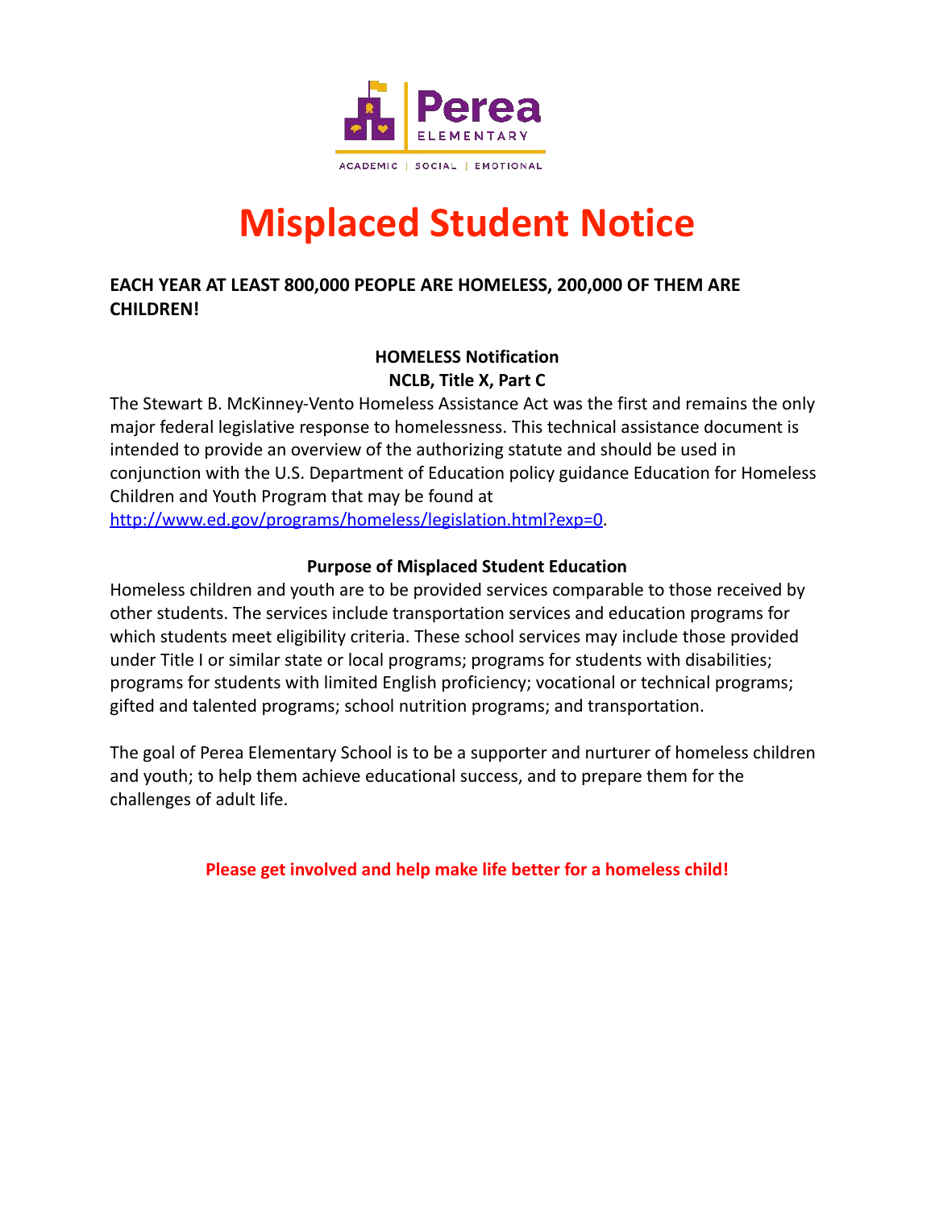Perea ELEMENTARY

ACADEMIC | SOCIAL | EMOTIONAL

# Misplaced Student Notice

**EACH YEAR AT LEAST 800,000 PEOPLE ARE HOMELESS, 200,000 OF THEM ARE CHILDREN!**

**HOMELESS Notification**
**NCLB, Title X, Part C**

The Stewart B. McKinney-Vento Homeless Assistance Act was the first and remains the only major federal legislative response to homelessness. This technical assistance document is intended to provide an overview of the authorizing statute and should be used in conjunction with the U.S. Department of Education policy guidance Education for Homeless Children and Youth Program that may be found at [http://www.ed.gov/programs/homeless/legislation.html?exp=0](http://www.ed.gov/programs/homeless/legislation.html?exp=0).

**Purpose of Misplaced Student Education**

Homeless children and youth are to be provided services comparable to those received by other students. The services include transportation services and education programs for which students meet eligibility criteria. These school services may include those provided under Title I or similar state or local programs; programs for students with disabilities; programs for students with limited English proficiency; vocational or technical programs; gifted and talented programs; school nutrition programs; and transportation.

The goal of Perea Elementary School is to be a supporter and nurturer of homeless children and youth; to help them achieve educational success, and to prepare them for the challenges of adult life.

**Please get involved and help make life better for a homeless child!**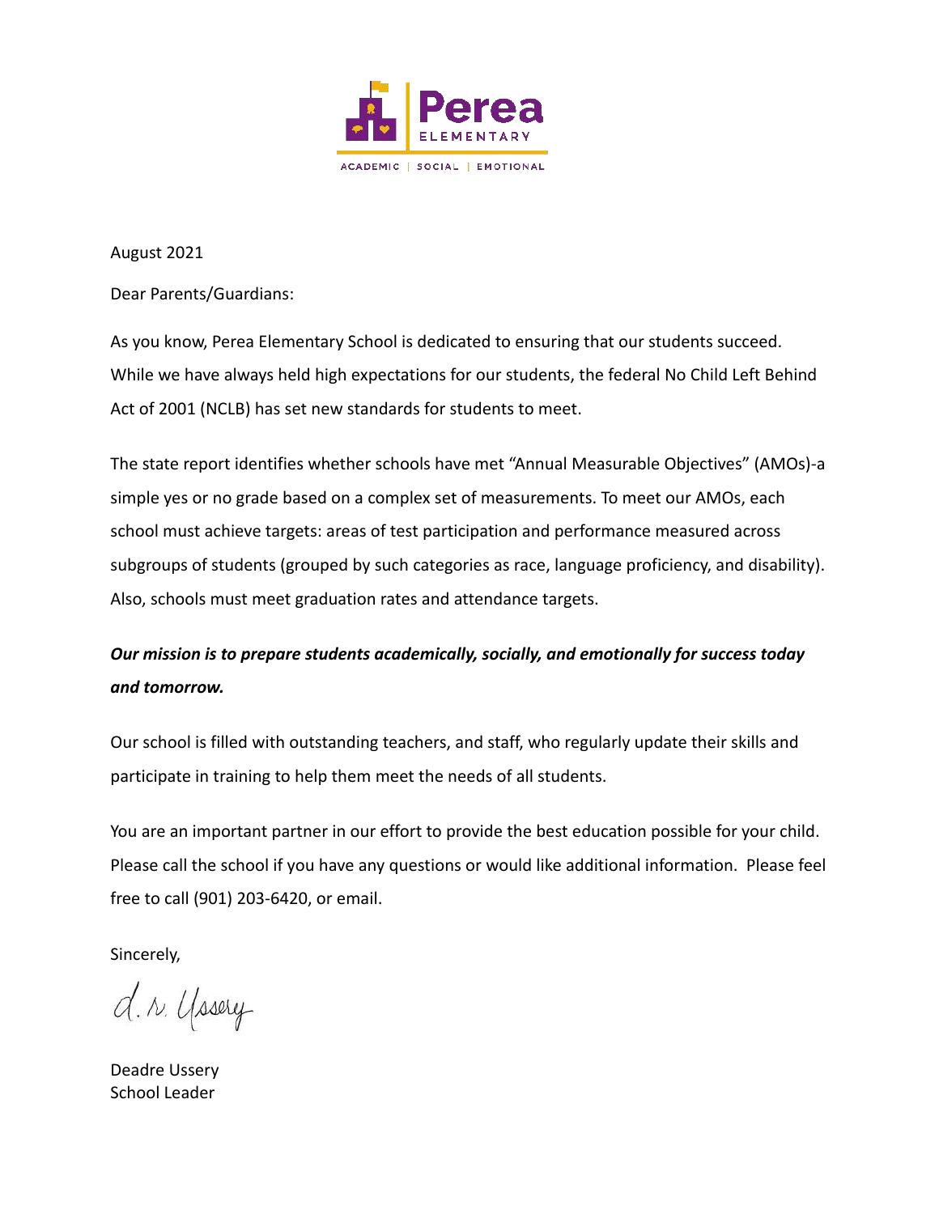Perea ELEMENTARY

ACADEMIC | SOCIAL | EMOTIONAL

August 2021

Dear Parents/Guardians:

As you know, Perea Elementary School is dedicated to ensuring that our students succeed. While we have always held high expectations for our students, the federal No Child Left Behind Act of 2001 (NCLB) has set new standards for students to meet.

The state report identifies whether schools have met "Annual Measurable Objectives" (AMOs)-a simple yes or no grade based on a complex set of measurements. To meet our AMOs, each school must achieve targets: areas of test participation and performance measured across subgroups of students (grouped by such categories as race, language proficiency, and disability). Also, schools must meet graduation rates and attendance targets.

***Our mission is to prepare students academically, socially, and emotionally for success today and tomorrow.***

Our school is filled with outstanding teachers, and staff, who regularly update their skills and participate in training to help them meet the needs of all students.

You are an important partner in our effort to provide the best education possible for your child. Please call the school if you have any questions or would like additional information. Please feel free to call (901) 203-6420, or email.

Sincerely,

d. r. Ussery

Deadre Ussery
School Leader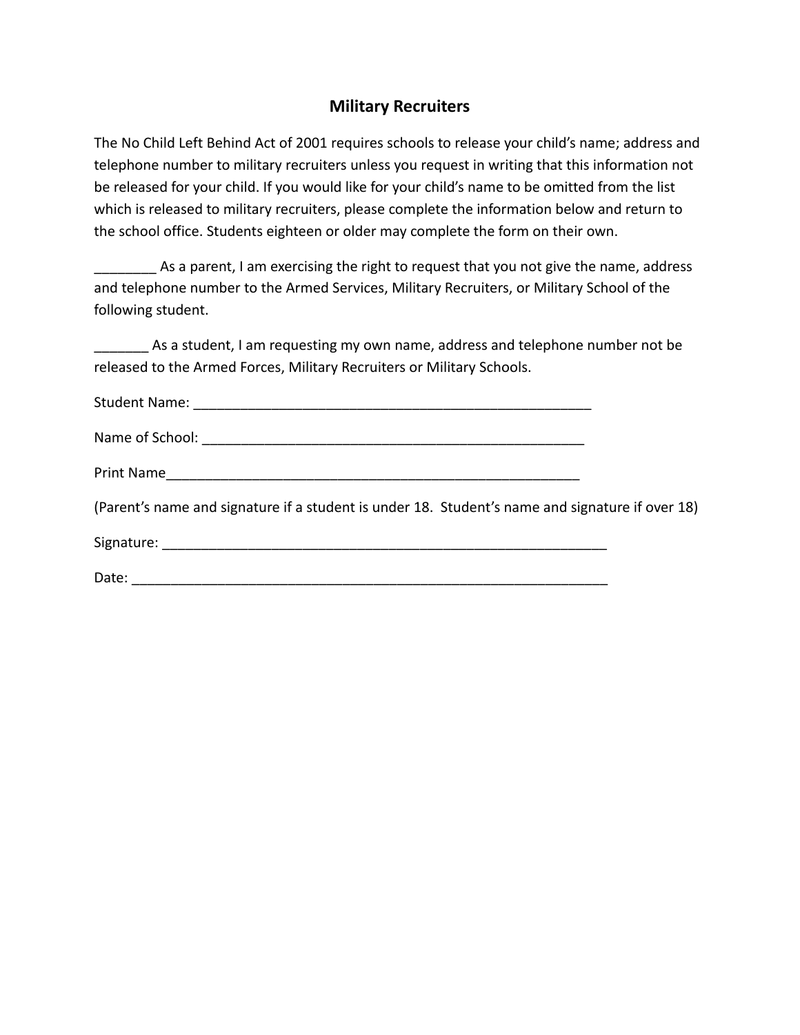## Military Recruiters

The No Child Left Behind Act of 2001 requires schools to release your child's name; address and telephone number to military recruiters unless you request in writing that this information not be released for your child. If you would like for your child's name to be omitted from the list which is released to military recruiters, please complete the information below and return to the school office. Students eighteen or older may complete the form on their own.

________ As a parent, I am exercising the right to request that you not give the name, address and telephone number to the Armed Services, Military Recruiters, or Military School of the following student.

_______ As a student, I am requesting my own name, address and telephone number not be released to the Armed Forces, Military Recruiters or Military Schools.

Student Name: ____________________________________________________

Name of School: __________________________________________________

Print Name______________________________________________________

(Parent's name and signature if a student is under 18. Student's name and signature if over 18)

Signature: _________________________________________________________

Date: _____________________________________________________________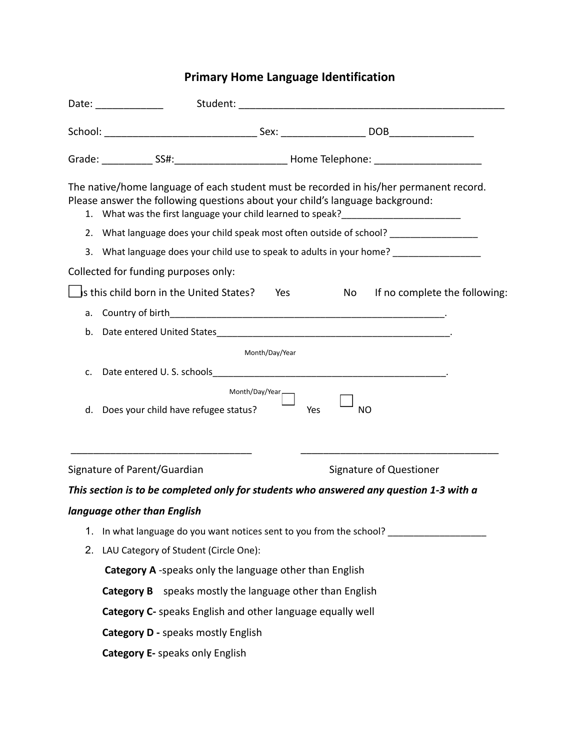# Primary Home Language Identification

Date: ____________ Student: _________________________________________________

School: ___________________________ Sex: _______________ DOB_______________

Grade: _________ SS#:____________________ Home Telephone: ___________________

The native/home language of each student must be recorded in his/her permanent record. Please answer the following questions about your child's language background:

1. What was the first language your child learned to speak?_______________________
2. What language does your child speak most often outside of school? _________________
3. What language does your child use to speak to adults in your home? _________________

Collected for funding purposes only:

☐ Is this child born in the United States? Yes No If no complete the following:

a. Country of birth______________________________________________________.
b. Date entered United States______________________________________________.
   Month/Day/Year
c. Date entered U. S. schools______________________________________________.
   Month/Day/Year
d. Does your child have refugee status? ☐ Yes ☐ NO

_________________________________ ____________________________________

Signature of Parent/Guardian Signature of Questioner

***This section is to be completed only for students who answered any question 1-3 with a language other than English***

1. In what language do you want notices sent to you from the school? __________________
2. LAU Category of Student (Circle One):

   **Category A** -speaks only the language other than English

   **Category B** speaks mostly the language other than English

   **Category C-** speaks English and other language equally well

   **Category D -** speaks mostly English

   **Category E-** speaks only English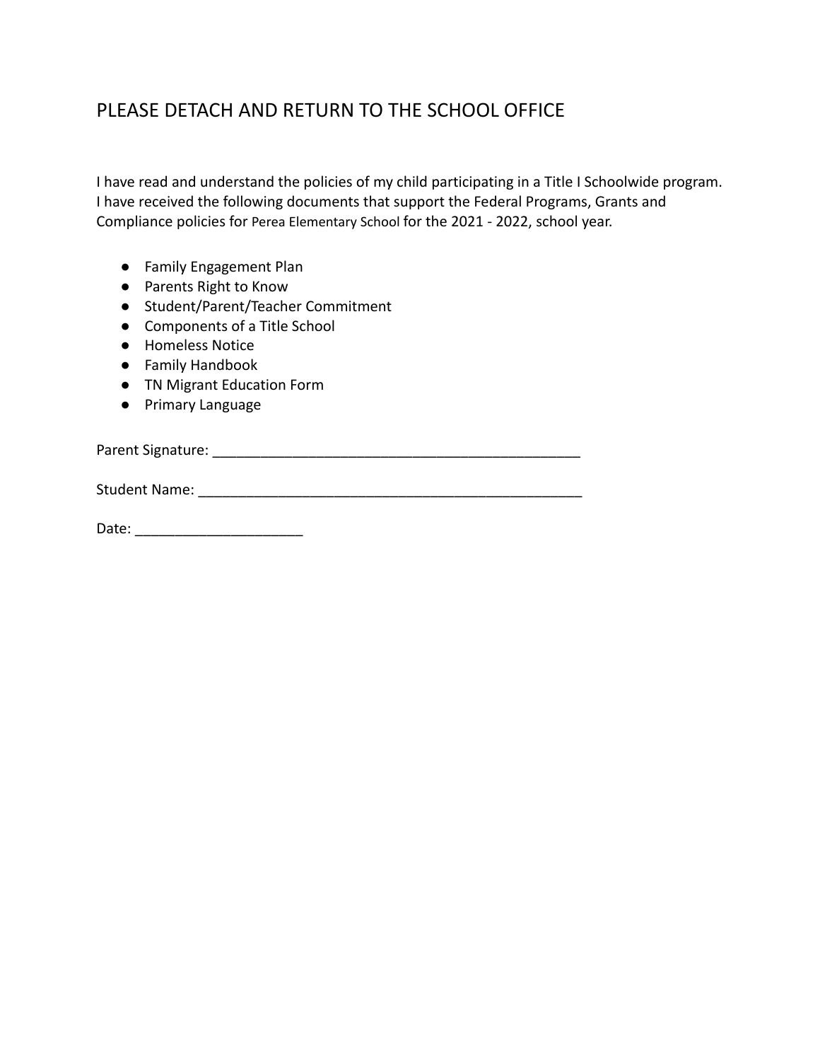PLEASE DETACH AND RETURN TO THE SCHOOL OFFICE

I have read and understand the policies of my child participating in a Title I Schoolwide program. I have received the following documents that support the Federal Programs, Grants and Compliance policies for Perea Elementary School for the 2021 - 2022, school year.

- Family Engagement Plan
- Parents Right to Know
- Student/Parent/Teacher Commitment
- Components of a Title School
- Homeless Notice
- Family Handbook
- TN Migrant Education Form
- Primary Language

Parent Signature: _______________________________________________

Student Name: _________________________________________________

Date: ____________________